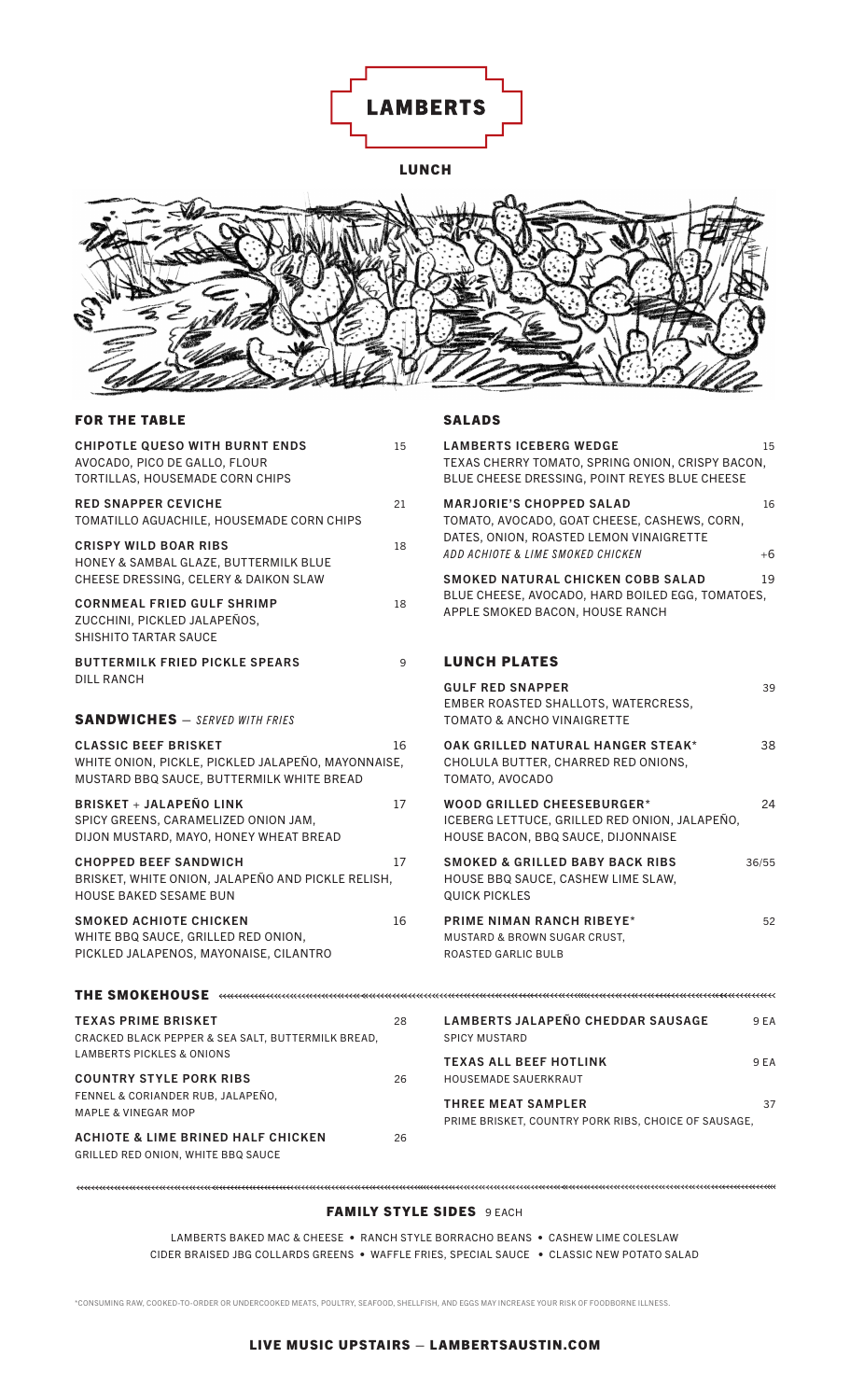# LAMBERTS

## LUNCH

### FOR THE TABLE

**CHIPOTLE QUESO WITH BURNT ENDS** 15
AVOCADO, PICO DE GALLO, FLOUR TORTILLAS, HOUSEMADE CORN CHIPS

**RED SNAPPER CEVICHE** 21
TOMATILLO AGUACHILE, HOUSEMADE CORN CHIPS

**CRISPY WILD BOAR RIBS** 18
HONEY & SAMBAL GLAZE, BUTTERMILK BLUE CHEESE DRESSING, CELERY & DAIKON SLAW

**CORNMEAL FRIED GULF SHRIMP** 18
ZUCCHINI, PICKLED JALAPEÑOS, SHISHITO TARTAR SAUCE

**BUTTERMILK FRIED PICKLE SPEARS** 9
DILL RANCH

### SANDWICHES — *SERVED WITH FRIES*

**CLASSIC BEEF BRISKET** 16
WHITE ONION, PICKLE, PICKLED JALAPEÑO, MAYONNAISE, MUSTARD BBQ SAUCE, BUTTERMILK WHITE BREAD

**BRISKET + JALAPEÑO LINK** 17
SPICY GREENS, CARAMELIZED ONION JAM, DIJON MUSTARD, MAYO, HONEY WHEAT BREAD

**CHOPPED BEEF SANDWICH** 17
BRISKET, WHITE ONION, JALAPEÑO AND PICKLE RELISH, HOUSE BAKED SESAME BUN

**SMOKED ACHIOTE CHICKEN** 16
WHITE BBQ SAUCE, GRILLED RED ONION, PICKLED JALAPENOS, MAYONAISE, CILANTRO

### SALADS

**LAMBERTS ICEBERG WEDGE** 15
TEXAS CHERRY TOMATO, SPRING ONION, CRISPY BACON, BLUE CHEESE DRESSING, POINT REYES BLUE CHEESE

**MARJORIE'S CHOPPED SALAD** 16
TOMATO, AVOCADO, GOAT CHEESE, CASHEWS, CORN, DATES, ONION, ROASTED LEMON VINAIGRETTE
*ADD ACHIOTE & LIME SMOKED CHICKEN* +6

**SMOKED NATURAL CHICKEN COBB SALAD** 19
BLUE CHEESE, AVOCADO, HARD BOILED EGG, TOMATOES, APPLE SMOKED BACON, HOUSE RANCH

### LUNCH PLATES

**GULF RED SNAPPER** 39
EMBER ROASTED SHALLOTS, WATERCRESS, TOMATO & ANCHO VINAIGRETTE

**OAK GRILLED NATURAL HANGER STEAK*** 38
CHOLULA BUTTER, CHARRED RED ONIONS, TOMATO, AVOCADO

**WOOD GRILLED CHEESEBURGER*** 24
ICEBERG LETTUCE, GRILLED RED ONION, JALAPEÑO, HOUSE BACON, BBQ SAUCE, DIJONNAISE

**SMOKED & GRILLED BABY BACK RIBS** 36/55
HOUSE BBQ SAUCE, CASHEW LIME SLAW, QUICK PICKLES

**PRIME NIMAN RANCH RIBEYE*** 52
MUSTARD & BROWN SUGAR CRUST, ROASTED GARLIC BULB

### THE SMOKEHOUSE

**TEXAS PRIME BRISKET** 28
CRACKED BLACK PEPPER & SEA SALT, BUTTERMILK BREAD, LAMBERTS PICKLES & ONIONS

**COUNTRY STYLE PORK RIBS** 26
FENNEL & CORIANDER RUB, JALAPEÑO, MAPLE & VINEGAR MOP

**ACHIOTE & LIME BRINED HALF CHICKEN** 26
GRILLED RED ONION, WHITE BBQ SAUCE

**LAMBERTS JALAPEÑO CHEDDAR SAUSAGE** 9 EA
SPICY MUSTARD

**TEXAS ALL BEEF HOTLINK** 9 EA
HOUSEMADE SAUERKRAUT

**THREE MEAT SAMPLER** 37
PRIME BRISKET, COUNTRY PORK RIBS, CHOICE OF SAUSAGE,

### FAMILY STYLE SIDES 9 EACH

LAMBERTS BAKED MAC & CHEESE • RANCH STYLE BORRACHO BEANS • CASHEW LIME COLESLAW
CIDER BRAISED JBG COLLARDS GREENS • WAFFLE FRIES, SPECIAL SAUCE • CLASSIC NEW POTATO SALAD

*CONSUMING RAW, COOKED-TO-ORDER OR UNDERCOOKED MEATS, POULTRY, SEAFOOD, SHELLFISH, AND EGGS MAY INCREASE YOUR RISK OF FOODBORNE ILLNESS.

**LIVE MUSIC UPSTAIRS — LAMBERTSAUSTIN.COM**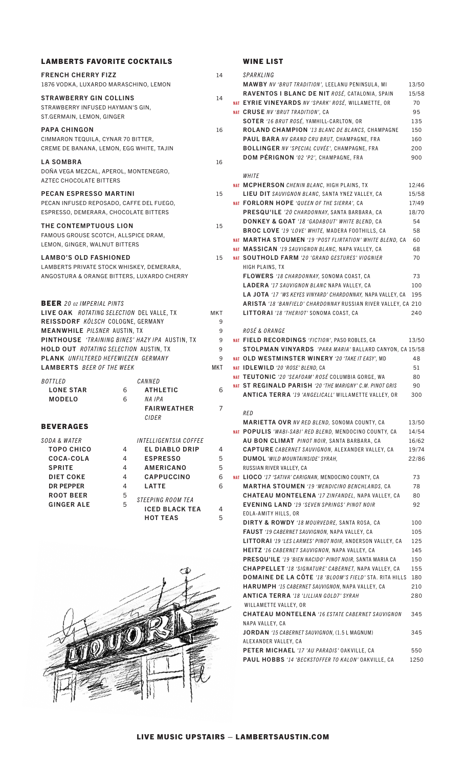## LAMBERTS FAVORITE COCKTAILS

**FRENCH CHERRY FIZZ** 14
1876 VODKA, LUXARDO MARASCHINO, LEMON

**STRAWBERRY GIN COLLINS** 14
STRAWBERRY INFUSED HAYMAN'S GIN, ST.GERMAIN, LEMON, GINGER

**PAPA CHINGON** 16
CIMMARON TEQUILA, CYNAR 70 BITTER, CREME DE BANANA, LEMON, EGG WHITE, TAJIN

**LA SOMBRA** 16
DOÑA VEGA MEZCAL, APEROL, MONTENEGRO, AZTEC CHOCOLATE BITTERS

**PECAN ESPRESSO MARTINI** 15
PECAN INFUSED REPOSADO, CAFFE DEL FUEGO, ESPRESSO, DEMERARA, CHOCOLATE BITTERS

**THE CONTEMPTUOUS LION** 15
FAMOUS GROUSE SCOTCH, ALLSPICE DRAM, LEMON, GINGER, WALNUT BITTERS

**LAMBO'S OLD FASHIONED** 15
LAMBERTS PRIVATE STOCK WHISKEY, DEMERARA, ANGOSTURA & ORANGE BITTERS, LUXARDO CHERRY

## BEER *20 oz IMPERIAL PINTS*

| | |
|---|---|
| **LIVE OAK** *ROTATING SELECTION* DEL VALLE, TX | MKT |
| **REISSDORF** *KÖLSCH* COLOGNE, GERMANY | 9 |
| **MEANWHILE** *PILSNER* AUSTIN, TX | 9 |
| **PINTHOUSE** *'TRAINING BINES' HAZY IPA* AUSTIN, TX | 9 |
| **HOLD OUT** *ROTATING SELECTION* AUSTIN, TX | 9 |
| **PLANK** *UNFILTERED HEFEWIEZEN* GERMANY | 9 |
| **LAMBERTS** *BEER OF THE WEEK* | MKT |

*BOTTLED*

| | |
|---|---|
| **LONE STAR** | 6 |
| **MODELO** | 6 |

*CANNED*

| | |
|---|---|
| **ATHLETIC** *NA IPA* | 6 |
| **FAIRWEATHER** *CIDER* | 7 |

## BEVERAGES

*SODA & WATER*

| | |
|---|---|
| **TOPO CHICO** | 4 |
| **COCA-COLA** | 4 |
| **SPRITE** | 4 |
| **DIET COKE** | 4 |
| **DR PEPPER** | 4 |
| **ROOT BEER** | 5 |
| **GINGER ALE** | 5 |

*INTELLIGENTSIA COFFEE*

| | |
|---|---|
| **EL DIABLO DRIP** | 4 |
| **ESPRESSO** | 5 |
| **AMERICANO** | 5 |
| **CAPPUCCINO** | 6 |
| **LATTE** | 6 |

*STEEPING ROOM TEA*

| | |
|---|---|
| **ICED BLACK TEA** | 4 |
| **HOT TEAS** | 5 |

## WINE LIST

*SPARKLING*

| | |
|---|---|
| **MAWBY** *NV 'BRUT TRADITION',* LEELANU PENINSULA, MI | 13/50 |
| **RAVENTOS I BLANC DE NIT** *ROSÉ,* CATALONIA, SPAIN | 15/58 |
| NAT **EYRIE VINEYARDS** *NV 'SPARK' ROSÉ,* WILLAMETTE, OR | 70 |
| NAT **CRUSE** *NV 'BRUT TRADITION',* CA | 95 |
| **SOTER** *'16 BRUT ROSÉ,* YAMHILL-CARLTON, OR | 135 |
| **ROLAND CHAMPION** *'13 BLANC DE BLANCS,* CHAMPAGNE | 150 |
| **PAUL BARA** *NV GRAND CRU BRUT,* CHAMPAGNE, FRA | 160 |
| **BOLLINGER** *NV 'SPECIAL CUVÉE',* CHAMPAGNE, FRA | 200 |
| **DOM PÉRIGNON** *'02 'P2',* CHAMPAGNE, FRA | 900 |

*WHITE*

| | |
|---|---|
| NAT **MCPHERSON** *CHENIN BLANC,* HIGH PLAINS, TX | 12/46 |
| **LIEU DIT** *SAUVIGNON BLANC,* SANTA YNEZ VALLEY, CA | 15/58 |
| NAT **FORLORN HOPE** *'QUEEN OF THE SIERRA',* CA | 17/49 |
| **PRESQU'ILE** *'20 CHARDONNAY,* SANTA BARBARA, CA | 18/70 |
| **DONKEY & GOAT** *'18 'GADABOUT' WHITE BLEND,* CA | 54 |
| **BROC LOVE** *'19 'LOVE' WHITE,* MADERA FOOTHILLS, CA | 58 |
| NAT **MARTHA STOUMEN** *'19 'POST FLIRTATION' WHITE BLEND,* CA | 60 |
| NAT **MASSICAN** *'19 SAUVIGNON BLANC,* NAPA VALLEY, CA | 68 |
| NAT **SOUTHOLD FARM** *'20 'GRAND GESTURES' VIOGNIER* HIGH PLAINS, TX | 70 |
| **FLOWERS** *'18 CHARDONNAY,* SONOMA COAST, CA | 73 |
| **LADERA** *'17 SAUVIGNON BLANC* NAPA VALLEY, CA | 100 |
| **LA JOTA** *'17 'WS KEYES VINYARD' CHARDONNAY,* NAPA VALLEY, CA | 195 |
| **ARISTA** *'18 'BANFIELD' CHARDONNAY* RUSSIAN RIVER VALLEY, CA | 210 |
| **LITTORAI** *'18 'THERIOT'* SONOMA COAST, CA | 240 |

*ROSÉ & ORANGE*

| | |
|---|---|
| NAT **FIELD RECORDINGS** *'FICTION',* PASO ROBLES, CA | 13/50 |
| **STOLPMAN VINYARDS** *'PARA MARIA'* BALLARD CANYON, CA | 15/58 |
| NAT **OLD WESTMINSTER WINERY** *'20 'TAKE IT EASY',* MD | 48 |
| NAT **IDLEWILD** *'20 'ROSE' BLEND,* CA | 51 |
| NAT **TEUTONIC** *'20 'SEAFOAM' ROSÉ* COLUMBIA GORGE, WA | 80 |
| NAT **ST REGINALD PARISH** *'20 'THE MARIGNY' C.M. PINOT GRIS* | 90 |
| **ANTICA TERRA** *'19 'ANGELICALL'* WILLAMETTE VALLEY, OR | 300 |

*RED*

| | |
|---|---|
| **MARIETTA OVR** *NV RED BLEND,* SONOMA COUNTY, CA | 13/50 |
| NAT **POPULIS** *'WABI-SABI' RED BLEND,* MENDOCINO COUNTY, CA | 14/54 |
| **AU BON CLIMAT** *PINOT NOIR,* SANTA BARBARA, CA | 16/62 |
| **CAPTURE** *CABERNET SAUVIGNON,* ALEXANDER VALLEY, CA | 19/74 |
| **DUMOL** *'WILD MOUNTAINSIDE' SYRAH,* RUSSIAN RIVER VALLEY, CA | 22/86 |
| NAT **LIOCO** *'17 'SATIVA' CARIGNAN,* MENDOCINO COUNTY, CA | 73 |
| **MARTHA STOUMEN** *'19 'MENDICINO BENCHLANDS,* CA | 78 |
| **CHATEAU MONTELENA** *'17 ZINFANDEL,* NAPA VALLEY, CA | 80 |
| **EVENING LAND** *'19 'SEVEN SPRINGS' PINOT NOIR* EOLA-AMITY HILLS, OR | 92 |
| **DIRTY & ROWDY** *'18 MOURVEDRE,* SANTA ROSA, CA | 100 |
| **FAUST** *'19 CABERNET SAUVIGNON,* NAPA VALLEY, CA | 105 |
| **LITTORAI** *'19 'LES LARMES' PINOT NOIR,* ANDERSON VALLEY, CA | 125 |
| **HEITZ** *'16 CABERNET SAUVIGNON,* NAPA VALLEY, CA | 145 |
| **PRESQU'ILE** *'19 'BIEN NACIDO' PINOT NOIR,* SANTA MARIA CA | 150 |
| **CHAPPELLET** *'18 'SIGNATURE' CABERNET,* NAPA VALLEY, CA | 155 |
| **DOMAINE DE LA CÔTE** *'18 'BLOOM'S FIELD'* STA. RITA HILLS | 180 |
| **HARUMPH** *'15 CABERNET SAUVIGNON,* NAPA VALLEY, CA | 210 |
| **ANTICA TERRA** *'18 'LILLIAN GOLD7' SYRAH* WILLAMETTE VALLEY, OR | 280 |
| **CHATEAU MONTELENA** *'16 ESTATE CABERNET SAUVIGNON* NAPA VALLEY, CA | 345 |
| **JORDAN** *'15 CABERNET SAUVIGNON,* (1.5 L MAGNUM) ALEXANDER VALLEY, CA | 345 |
| **PETER MICHAEL** *'17 'AU PARADIS'* OAKVILLE, CA | 550 |
| **PAUL HOBBS** *'14 'BECKSTOFFER TO KALON'* OAKVILLE, CA | 1250 |

**LIVE MUSIC UPSTAIRS — LAMBERTSAUSTIN.COM**